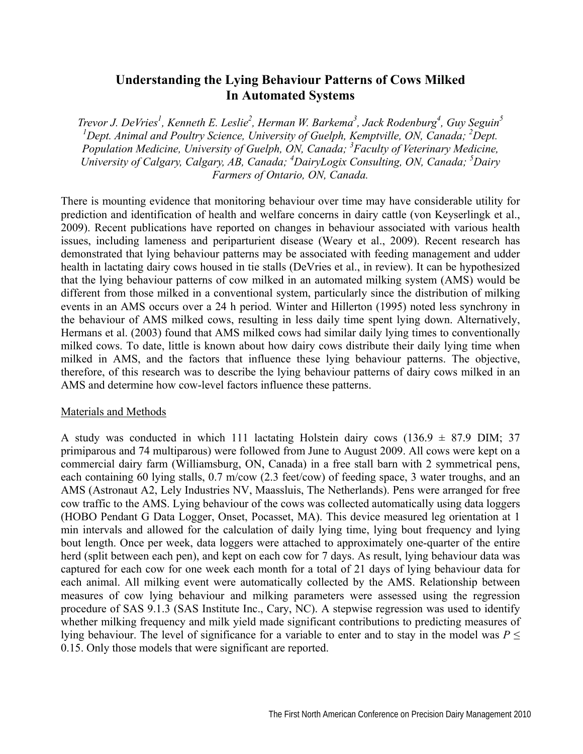# Understanding the Lying Behaviour Patterns of Cows Milked In Automated Systems

*Trevor J. DeVries[1], Kenneth E. Leslie[2], Herman W. Barkema[3], Jack Rodenburg[4], Guy Seguin[5]*
*[1]Dept. Animal and Poultry Science, University of Guelph, Kemptville, ON, Canada; [2]Dept. Population Medicine, University of Guelph, ON, Canada; [3]Faculty of Veterinary Medicine, University of Calgary, Calgary, AB, Canada; [4]DairyLogix Consulting, ON, Canada; [5]Dairy Farmers of Ontario, ON, Canada.*

There is mounting evidence that monitoring behaviour over time may have considerable utility for prediction and identification of health and welfare concerns in dairy cattle (von Keyserlingk et al., 2009). Recent publications have reported on changes in behaviour associated with various health issues, including lameness and periparturient disease (Weary et al., 2009). Recent research has demonstrated that lying behaviour patterns may be associated with feeding management and udder health in lactating dairy cows housed in tie stalls (DeVries et al., in review). It can be hypothesized that the lying behaviour patterns of cow milked in an automated milking system (AMS) would be different from those milked in a conventional system, particularly since the distribution of milking events in an AMS occurs over a 24 h period. Winter and Hillerton (1995) noted less synchrony in the behaviour of AMS milked cows, resulting in less daily time spent lying down. Alternatively, Hermans et al. (2003) found that AMS milked cows had similar daily lying times to conventionally milked cows. To date, little is known about how dairy cows distribute their daily lying time when milked in AMS, and the factors that influence these lying behaviour patterns. The objective, therefore, of this research was to describe the lying behaviour patterns of dairy cows milked in an AMS and determine how cow-level factors influence these patterns.

## Materials and Methods

A study was conducted in which 111 lactating Holstein dairy cows (136.9 ± 87.9 DIM; 37 primiparous and 74 multiparous) were followed from June to August 2009. All cows were kept on a commercial dairy farm (Williamsburg, ON, Canada) in a free stall barn with 2 symmetrical pens, each containing 60 lying stalls, 0.7 m/cow (2.3 feet/cow) of feeding space, 3 water troughs, and an AMS (Astronaut A2, Lely Industries NV, Maassluis, The Netherlands). Pens were arranged for free cow traffic to the AMS. Lying behaviour of the cows was collected automatically using data loggers (HOBO Pendant G Data Logger, Onset, Pocasset, MA). This device measured leg orientation at 1 min intervals and allowed for the calculation of daily lying time, lying bout frequency and lying bout length. Once per week, data loggers were attached to approximately one-quarter of the entire herd (split between each pen), and kept on each cow for 7 days. As result, lying behaviour data was captured for each cow for one week each month for a total of 21 days of lying behaviour data for each animal. All milking event were automatically collected by the AMS. Relationship between measures of cow lying behaviour and milking parameters were assessed using the regression procedure of SAS 9.1.3 (SAS Institute Inc., Cary, NC). A stepwise regression was used to identify whether milking frequency and milk yield made significant contributions to predicting measures of lying behaviour. The level of significance for a variable to enter and to stay in the model was $P \leq 0.15$. Only those models that were significant are reported.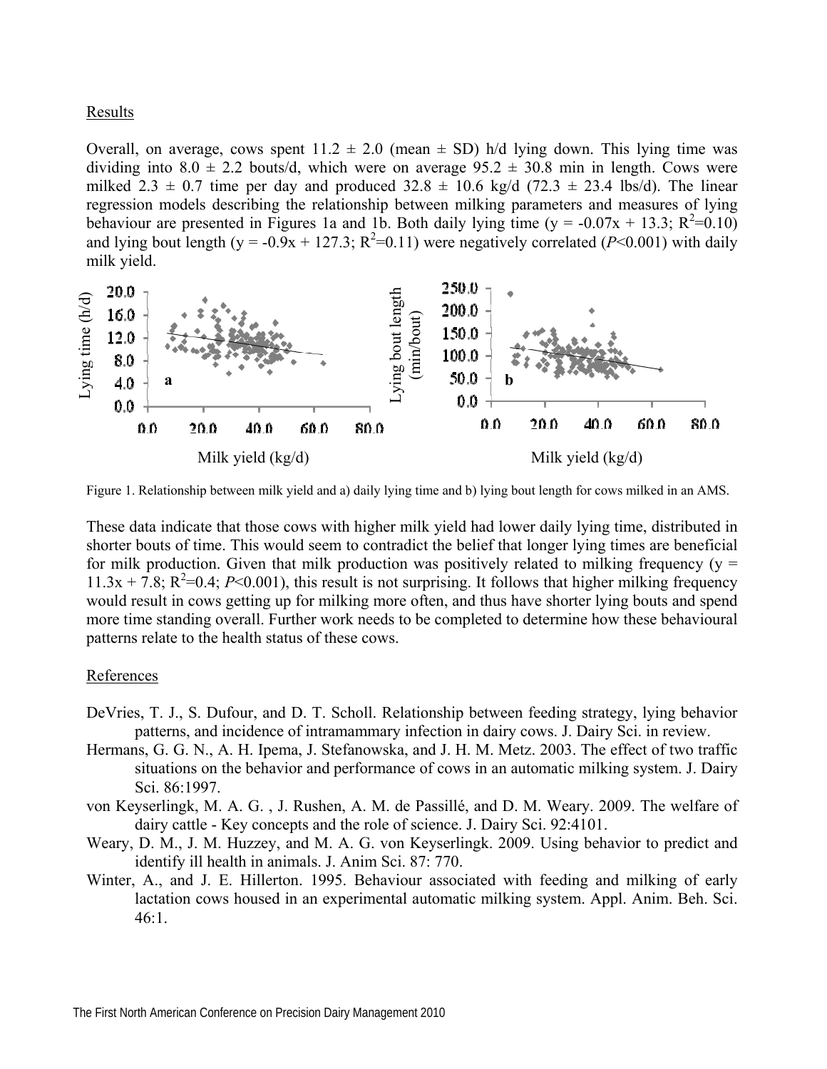Results

Overall, on average, cows spent 11.2 ± 2.0 (mean ± SD) h/d lying down. This lying time was dividing into 8.0 ± 2.2 bouts/d, which were on average 95.2 ± 30.8 min in length. Cows were milked 2.3 ± 0.7 time per day and produced 32.8 ± 10.6 kg/d (72.3 ± 23.4 lbs/d). The linear regression models describing the relationship between milking parameters and measures of lying behaviour are presented in Figures 1a and 1b. Both daily lying time ($y = -0.07x + 13.3$; $R^2=0.10$) and lying bout length ($y = -0.9x + 127.3$; $R^2=0.11$) were negatively correlated ($P<0.001$) with daily milk yield.

Lying time (h/d)
20.0
16.0
12.0
8.0
4.0
0.0
a
0.0 20.0 40.0 60.0 80.0
Milk yield (kg/d)

Lying bout length (min/bout)
250.0
200.0
150.0
100.0
50.0
0.0
b
0.0 20.0 40.0 60.0 80.0
Milk yield (kg/d)

Figure 1. Relationship between milk yield and a) daily lying time and b) lying bout length for cows milked in an AMS.

These data indicate that those cows with higher milk yield had lower daily lying time, distributed in shorter bouts of time. This would seem to contradict the belief that longer lying times are beneficial for milk production. Given that milk production was positively related to milking frequency ($y = 11.3x + 7.8$; $R^2=0.4$; $P<0.001$), this result is not surprising. It follows that higher milking frequency would result in cows getting up for milking more often, and thus have shorter lying bouts and spend more time standing overall. Further work needs to be completed to determine how these behavioural patterns relate to the health status of these cows.

References

DeVries, T. J., S. Dufour, and D. T. Scholl. Relationship between feeding strategy, lying behavior patterns, and incidence of intramammary infection in dairy cows. J. Dairy Sci. in review.

Hermans, G. G. N., A. H. Ipema, J. Stefanowska, and J. H. M. Metz. 2003. The effect of two traffic situations on the behavior and performance of cows in an automatic milking system. J. Dairy Sci. 86:1997.

von Keyserlingk, M. A. G. , J. Rushen, A. M. de Passillé, and D. M. Weary. 2009. The welfare of dairy cattle - Key concepts and the role of science. J. Dairy Sci. 92:4101.

Weary, D. M., J. M. Huzzey, and M. A. G. von Keyserlingk. 2009. Using behavior to predict and identify ill health in animals. J. Anim Sci. 87: 770.

Winter, A., and J. E. Hillerton. 1995. Behaviour associated with feeding and milking of early lactation cows housed in an experimental automatic milking system. Appl. Anim. Beh. Sci. 46:1.